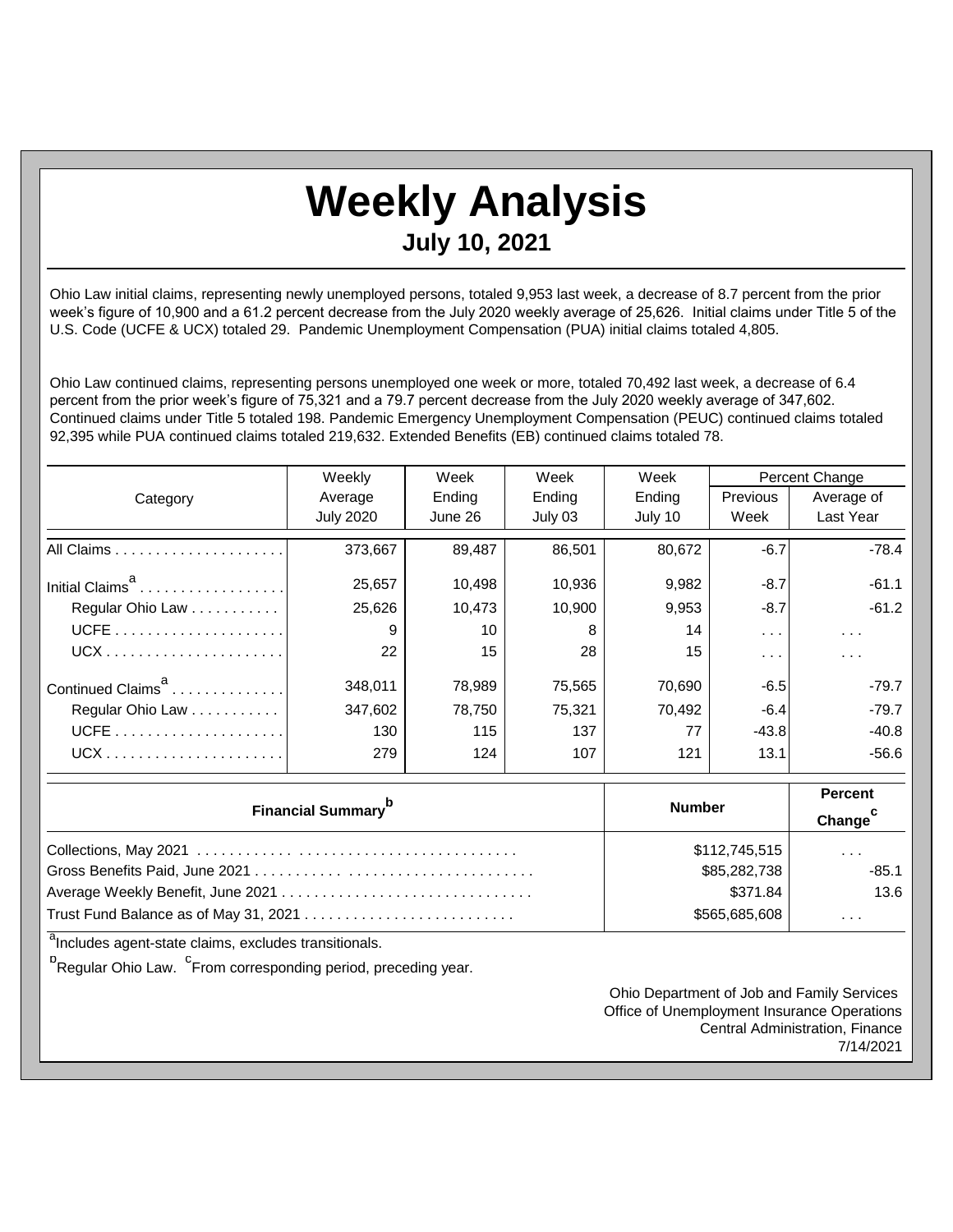# Weekly Analysis

## July 10, 2021

Ohio Law initial claims, representing newly unemployed persons, totaled 9,953 last week, a decrease of 8.7 percent from the prior week's figure of 10,900 and a 61.2 percent decrease from the July 2020 weekly average of 25,626. Initial claims under Title 5 of the U.S. Code (UCFE & UCX) totaled 29. Pandemic Unemployment Compensation (PUA) initial claims totaled 4,805.

Ohio Law continued claims, representing persons unemployed one week or more, totaled 70,492 last week, a decrease of 6.4 percent from the prior week's figure of 75,321 and a 79.7 percent decrease from the July 2020 weekly average of 347,602. Continued claims under Title 5 totaled 198. Pandemic Emergency Unemployment Compensation (PEUC) continued claims totaled 92,395 while PUA continued claims totaled 219,632. Extended Benefits (EB) continued claims totaled 78.

| Category | Weekly Average July 2020 | Week Ending June 26 | Week Ending July 03 | Week Ending July 10 | Percent Change Previous Week | Percent Change Average of Last Year |
|---|---|---|---|---|---|---|
| All Claims | 373,667 | 89,487 | 86,501 | 80,672 | -6.7 | -78.4 |
| Initial Claims[a] | 25,657 | 10,498 | 10,936 | 9,982 | -8.7 | -61.1 |
| Regular Ohio Law | 25,626 | 10,473 | 10,900 | 9,953 | -8.7 | -61.2 |
| UCFE | 9 | 10 | 8 | 14 | . . . | . . . |
| UCX | 22 | 15 | 28 | 15 | . . . | . . . |
| Continued Claims[a] | 348,011 | 78,989 | 75,565 | 70,690 | -6.5 | -79.7 |
| Regular Ohio Law | 347,602 | 78,750 | 75,321 | 70,492 | -6.4 | -79.7 |
| UCFE | 130 | 115 | 137 | 77 | -43.8 | -40.8 |
| UCX | 279 | 124 | 107 | 121 | 13.1 | -56.6 |

| Financial Summary[b] | Number | Percent Change[c] |
|---|---|---|
| Collections, May 2021 | $112,745,515 | . . . |
| Gross Benefits Paid, June 2021 | $85,282,738 | -85.1 |
| Average Weekly Benefit, June 2021 | $371.84 | 13.6 |
| Trust Fund Balance as of May 31, 2021 | $565,685,608 | . . . |

[a]Includes agent-state claims, excludes transitionals.

[b]Regular Ohio Law. [c]From corresponding period, preceding year.

Ohio Department of Job and Family Services
Office of Unemployment Insurance Operations
Central Administration, Finance
7/14/2021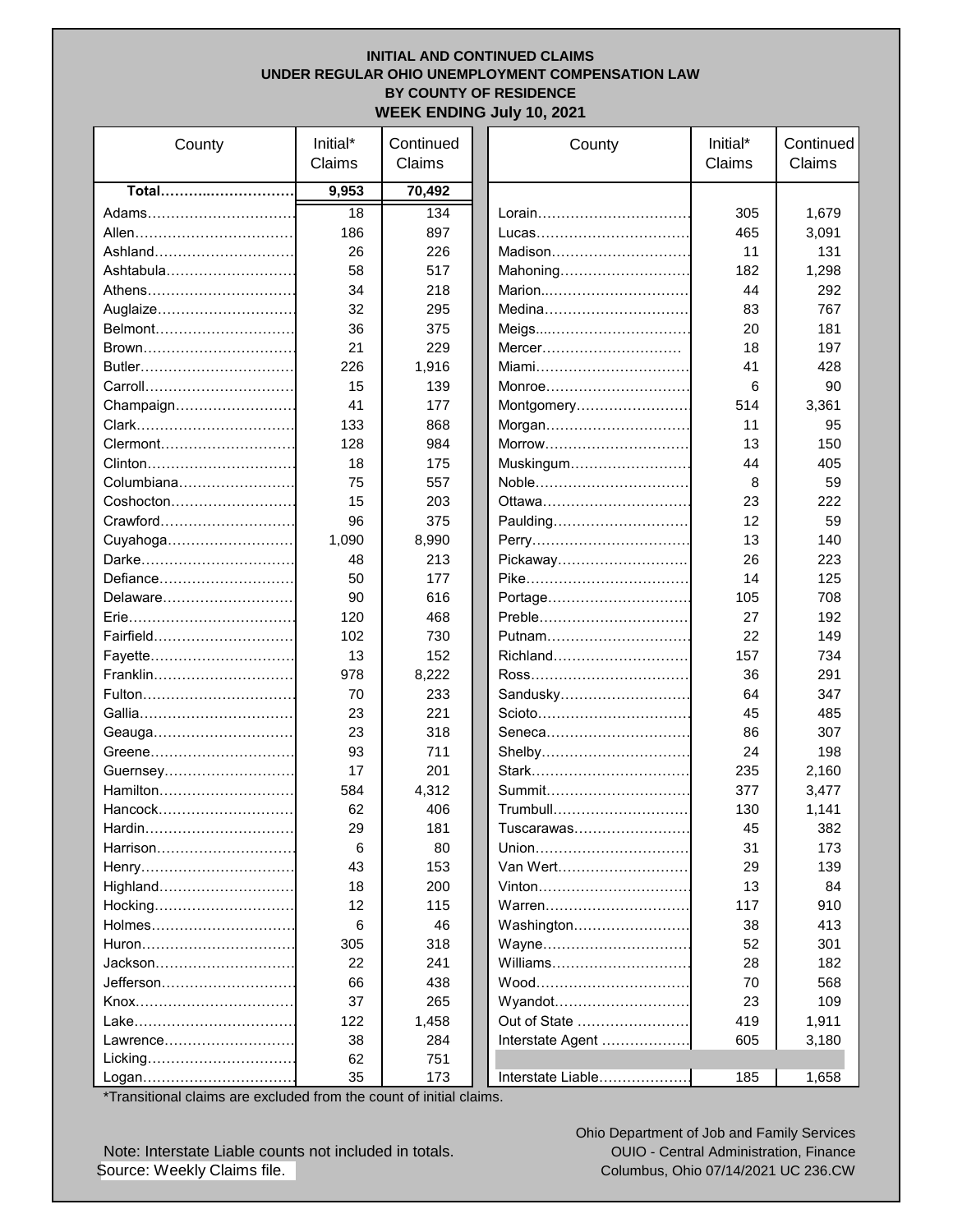**INITIAL AND CONTINUED CLAIMS**
**UNDER REGULAR OHIO UNEMPLOYMENT COMPENSATION LAW**
**BY COUNTY OF RESIDENCE**
**WEEK ENDING July 10, 2021**

| County | Initial* Claims | Continued Claims | County | Initial* Claims | Continued Claims |
|---|---|---|---|---|---|
| **Total** | **9,953** | **70,492** | | | |
| Adams | 18 | 134 | Lorain | 305 | 1,679 |
| Allen | 186 | 897 | Lucas | 465 | 3,091 |
| Ashland | 26 | 226 | Madison | 11 | 131 |
| Ashtabula | 58 | 517 | Mahoning | 182 | 1,298 |
| Athens | 34 | 218 | Marion | 44 | 292 |
| Auglaize | 32 | 295 | Medina | 83 | 767 |
| Belmont | 36 | 375 | Meigs | 20 | 181 |
| Brown | 21 | 229 | Mercer | 18 | 197 |
| Butler | 226 | 1,916 | Miami | 41 | 428 |
| Carroll | 15 | 139 | Monroe | 6 | 90 |
| Champaign | 41 | 177 | Montgomery | 514 | 3,361 |
| Clark | 133 | 868 | Morgan | 11 | 95 |
| Clermont | 128 | 984 | Morrow | 13 | 150 |
| Clinton | 18 | 175 | Muskingum | 44 | 405 |
| Columbiana | 75 | 557 | Noble | 8 | 59 |
| Coshocton | 15 | 203 | Ottawa | 23 | 222 |
| Crawford | 96 | 375 | Paulding | 12 | 59 |
| Cuyahoga | 1,090 | 8,990 | Perry | 13 | 140 |
| Darke | 48 | 213 | Pickaway | 26 | 223 |
| Defiance | 50 | 177 | Pike | 14 | 125 |
| Delaware | 90 | 616 | Portage | 105 | 708 |
| Erie | 120 | 468 | Preble | 27 | 192 |
| Fairfield | 102 | 730 | Putnam | 22 | 149 |
| Fayette | 13 | 152 | Richland | 157 | 734 |
| Franklin | 978 | 8,222 | Ross | 36 | 291 |
| Fulton | 70 | 233 | Sandusky | 64 | 347 |
| Gallia | 23 | 221 | Scioto | 45 | 485 |
| Geauga | 23 | 318 | Seneca | 86 | 307 |
| Greene | 93 | 711 | Shelby | 24 | 198 |
| Guernsey | 17 | 201 | Stark | 235 | 2,160 |
| Hamilton | 584 | 4,312 | Summit | 377 | 3,477 |
| Hancock | 62 | 406 | Trumbull | 130 | 1,141 |
| Hardin | 29 | 181 | Tuscarawas | 45 | 382 |
| Harrison | 6 | 80 | Union | 31 | 173 |
| Henry | 43 | 153 | Van Wert | 29 | 139 |
| Highland | 18 | 200 | Vinton | 13 | 84 |
| Hocking | 12 | 115 | Warren | 117 | 910 |
| Holmes | 6 | 46 | Washington | 38 | 413 |
| Huron | 305 | 318 | Wayne | 52 | 301 |
| Jackson | 22 | 241 | Williams | 28 | 182 |
| Jefferson | 66 | 438 | Wood | 70 | 568 |
| Knox | 37 | 265 | Wyandot | 23 | 109 |
| Lake | 122 | 1,458 | Out of State | 419 | 1,911 |
| Lawrence | 38 | 284 | Interstate Agent | 605 | 3,180 |
| Licking | 62 | 751 | | | |
| Logan | 35 | 173 | Interstate Liable | 185 | 1,658 |

*Transitional claims are excluded from the count of initial claims.

Note: Interstate Liable counts not included in totals.
Source: Weekly Claims file.

Ohio Department of Job and Family Services
OUIO - Central Administration, Finance
Columbus, Ohio 07/14/2021 UC 236.CW